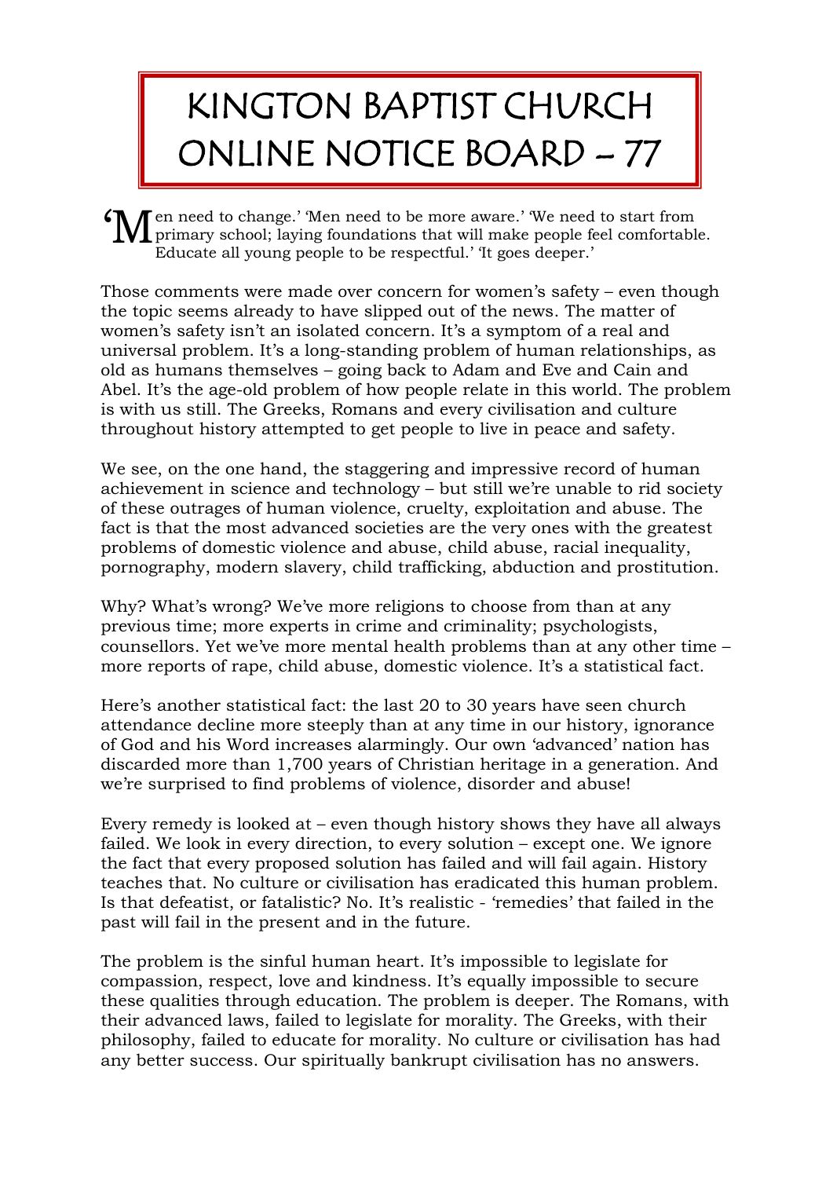# KINGTON BAPTIST CHURCH ONLINE NOTICE BOARD – 77

'Men need to change.' 'Men need to be more aware.' 'We need to start from primary school; laying foundations that will make people feel comfortable. Educate all young people to be respectful.' 'It goes deeper.'

Those comments were made over concern for women's safety – even though the topic seems already to have slipped out of the news. The matter of women's safety isn't an isolated concern. It's a symptom of a real and universal problem. It's a long-standing problem of human relationships, as old as humans themselves – going back to Adam and Eve and Cain and Abel. It's the age-old problem of how people relate in this world. The problem is with us still. The Greeks, Romans and every civilisation and culture throughout history attempted to get people to live in peace and safety.

We see, on the one hand, the staggering and impressive record of human achievement in science and technology – but still we're unable to rid society of these outrages of human violence, cruelty, exploitation and abuse. The fact is that the most advanced societies are the very ones with the greatest problems of domestic violence and abuse, child abuse, racial inequality, pornography, modern slavery, child trafficking, abduction and prostitution.

Why? What's wrong? We've more religions to choose from than at any previous time; more experts in crime and criminality; psychologists, counsellors. Yet we've more mental health problems than at any other time – more reports of rape, child abuse, domestic violence. It's a statistical fact.

Here's another statistical fact: the last 20 to 30 years have seen church attendance decline more steeply than at any time in our history, ignorance of God and his Word increases alarmingly. Our own 'advanced' nation has discarded more than 1,700 years of Christian heritage in a generation. And we're surprised to find problems of violence, disorder and abuse!

Every remedy is looked at – even though history shows they have all always failed. We look in every direction, to every solution – except one. We ignore the fact that every proposed solution has failed and will fail again. History teaches that. No culture or civilisation has eradicated this human problem. Is that defeatist, or fatalistic? No. It's realistic - 'remedies' that failed in the past will fail in the present and in the future.

The problem is the sinful human heart. It's impossible to legislate for compassion, respect, love and kindness. It's equally impossible to secure these qualities through education. The problem is deeper. The Romans, with their advanced laws, failed to legislate for morality. The Greeks, with their philosophy, failed to educate for morality. No culture or civilisation has had any better success. Our spiritually bankrupt civilisation has no answers.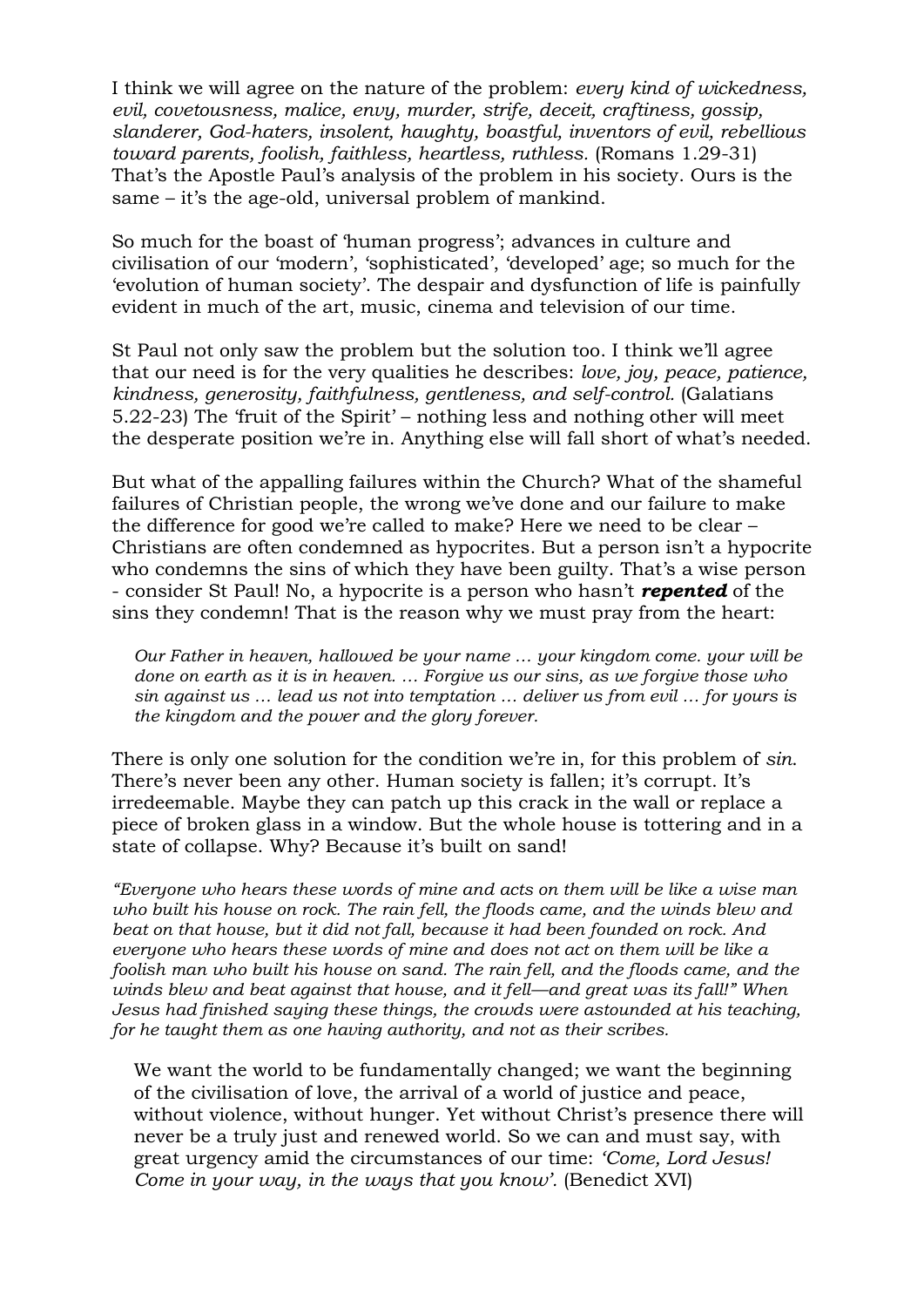I think we will agree on the nature of the problem: *every kind of wickedness, evil, covetousness, malice, envy, murder, strife, deceit, craftiness, gossip, slanderer, God-haters, insolent, haughty, boastful, inventors of evil, rebellious toward parents, foolish, faithless, heartless, ruthless.* (Romans 1.29-31) That's the Apostle Paul's analysis of the problem in his society. Ours is the same – it's the age-old, universal problem of mankind.

So much for the boast of 'human progress'; advances in culture and civilisation of our 'modern', 'sophisticated', 'developed' age; so much for the 'evolution of human society'. The despair and dysfunction of life is painfully evident in much of the art, music, cinema and television of our time.

St Paul not only saw the problem but the solution too. I think we'll agree that our need is for the very qualities he describes: *love, joy, peace, patience, kindness, generosity, faithfulness, gentleness, and self-control.* (Galatians 5.22-23) The 'fruit of the Spirit' – nothing less and nothing other will meet the desperate position we're in. Anything else will fall short of what's needed.

But what of the appalling failures within the Church? What of the shameful failures of Christian people, the wrong we've done and our failure to make the difference for good we're called to make? Here we need to be clear – Christians are often condemned as hypocrites. But a person isn't a hypocrite who condemns the sins of which they have been guilty. That's a wise person - consider St Paul! No, a hypocrite is a person who hasn't ***repented*** of the sins they condemn! That is the reason why we must pray from the heart:

> *Our Father in heaven, hallowed be your name … your kingdom come. your will be done on earth as it is in heaven. … Forgive us our sins, as we forgive those who sin against us … lead us not into temptation … deliver us from evil … for yours is the kingdom and the power and the glory forever.*

There is only one solution for the condition we're in, for this problem of *sin*. There's never been any other. Human society is fallen; it's corrupt. It's irredeemable. Maybe they can patch up this crack in the wall or replace a piece of broken glass in a window. But the whole house is tottering and in a state of collapse. Why? Because it's built on sand!

*"Everyone who hears these words of mine and acts on them will be like a wise man who built his house on rock. The rain fell, the floods came, and the winds blew and beat on that house, but it did not fall, because it had been founded on rock. And everyone who hears these words of mine and does not act on them will be like a foolish man who built his house on sand. The rain fell, and the floods came, and the winds blew and beat against that house, and it fell—and great was its fall!" When Jesus had finished saying these things, the crowds were astounded at his teaching, for he taught them as one having authority, and not as their scribes.*

> We want the world to be fundamentally changed; we want the beginning of the civilisation of love, the arrival of a world of justice and peace, without violence, without hunger. Yet without Christ's presence there will never be a truly just and renewed world. So we can and must say, with great urgency amid the circumstances of our time: *'Come, Lord Jesus! Come in your way, in the ways that you know'.* (Benedict XVI)